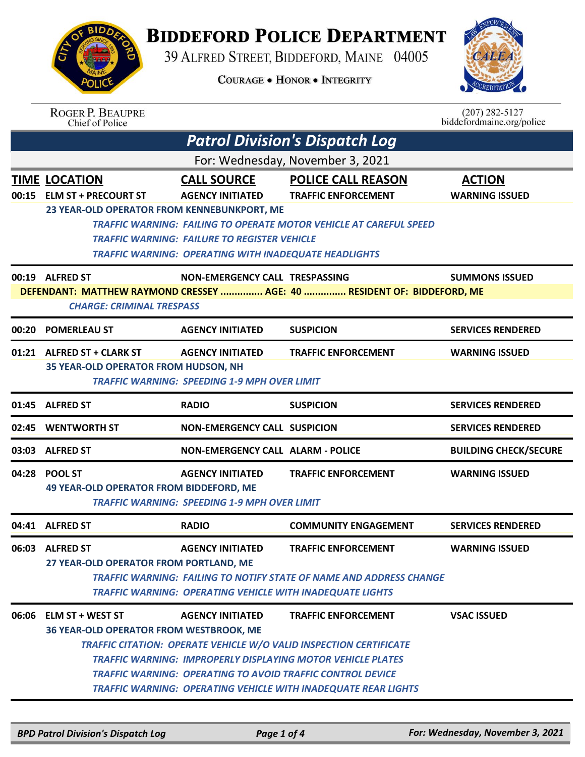# BIDDEFORD POLICE DEPARTMENT

39 ALFRED STREET, BIDDEFORD, MAINE 04005

COURAGE • HONOR • INTEGRITY

ROGER P. BEAUPRE
Chief of Police

(207) 282-5127
biddefordmaine.org/police

## Patrol Division's Dispatch Log

For: Wednesday, November 3, 2021

| TIME | LOCATION | CALL SOURCE | POLICE CALL REASON | ACTION |
|---|---|---|---|---|
| 00:15 | ELM ST + PRECOURT ST | AGENCY INITIATED | TRAFFIC ENFORCEMENT | WARNING ISSUED |

23 YEAR-OLD OPERATOR FROM KENNEBUNKPORT, ME

*TRAFFIC WARNING: FAILING TO OPERATE MOTOR VEHICLE AT CAREFUL SPEED*
*TRAFFIC WARNING: FAILURE TO REGISTER VEHICLE*
*TRAFFIC WARNING: OPERATING WITH INADEQUATE HEADLIGHTS*

| TIME | LOCATION | CALL SOURCE | POLICE CALL REASON | ACTION |
|---|---|---|---|---|
| 00:19 | ALFRED ST | NON-EMERGENCY CALL | TRESPASSING | SUMMONS ISSUED |

DEFENDANT: MATTHEW RAYMOND CRESSEY ............... AGE: 40 ............... RESIDENT OF: BIDDEFORD, ME

*CHARGE: CRIMINAL TRESPASS*

| TIME | LOCATION | CALL SOURCE | POLICE CALL REASON | ACTION |
|---|---|---|---|---|
| 00:20 | POMERLEAU ST | AGENCY INITIATED | SUSPICION | SERVICES RENDERED |
| 01:21 | ALFRED ST + CLARK ST | AGENCY INITIATED | TRAFFIC ENFORCEMENT | WARNING ISSUED |

35 YEAR-OLD OPERATOR FROM HUDSON, NH

*TRAFFIC WARNING: SPEEDING 1-9 MPH OVER LIMIT*

| TIME | LOCATION | CALL SOURCE | POLICE CALL REASON | ACTION |
|---|---|---|---|---|
| 01:45 | ALFRED ST | RADIO | SUSPICION | SERVICES RENDERED |
| 02:45 | WENTWORTH ST | NON-EMERGENCY CALL | SUSPICION | SERVICES RENDERED |
| 03:03 | ALFRED ST | NON-EMERGENCY CALL | ALARM - POLICE | BUILDING CHECK/SECURE |
| 04:28 | POOL ST | AGENCY INITIATED | TRAFFIC ENFORCEMENT | WARNING ISSUED |

49 YEAR-OLD OPERATOR FROM BIDDEFORD, ME

*TRAFFIC WARNING: SPEEDING 1-9 MPH OVER LIMIT*

| TIME | LOCATION | CALL SOURCE | POLICE CALL REASON | ACTION |
|---|---|---|---|---|
| 04:41 | ALFRED ST | RADIO | COMMUNITY ENGAGEMENT | SERVICES RENDERED |
| 06:03 | ALFRED ST | AGENCY INITIATED | TRAFFIC ENFORCEMENT | WARNING ISSUED |

27 YEAR-OLD OPERATOR FROM PORTLAND, ME

*TRAFFIC WARNING: FAILING TO NOTIFY STATE OF NAME AND ADDRESS CHANGE*
*TRAFFIC WARNING: OPERATING VEHICLE WITH INADEQUATE LIGHTS*

| TIME | LOCATION | CALL SOURCE | POLICE CALL REASON | ACTION |
|---|---|---|---|---|
| 06:06 | ELM ST + WEST ST | AGENCY INITIATED | TRAFFIC ENFORCEMENT | VSAC ISSUED |

36 YEAR-OLD OPERATOR FROM WESTBROOK, ME

*TRAFFIC CITATION: OPERATE VEHICLE W/O VALID INSPECTION CERTIFICATE*
*TRAFFIC WARNING: IMPROPERLY DISPLAYING MOTOR VEHICLE PLATES*
*TRAFFIC WARNING: OPERATING TO AVOID TRAFFIC CONTROL DEVICE*
*TRAFFIC WARNING: OPERATING VEHICLE WITH INADEQUATE REAR LIGHTS*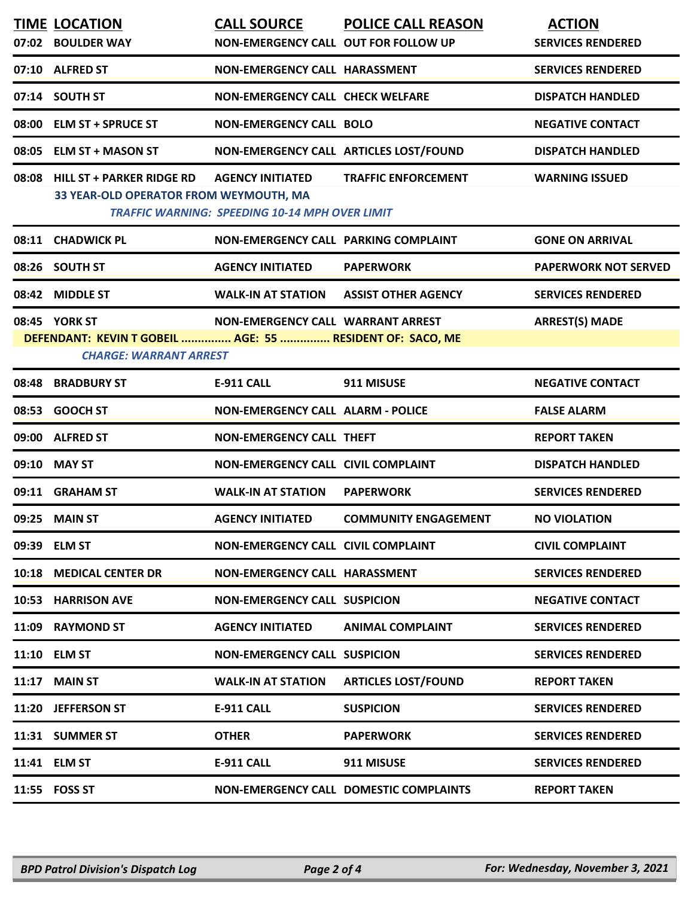| TIME | LOCATION | CALL SOURCE | POLICE CALL REASON | ACTION |
|---|---|---|---|---|
| 07:02 | BOULDER WAY | NON-EMERGENCY CALL | OUT FOR FOLLOW UP | SERVICES RENDERED |
| 07:10 | ALFRED ST | NON-EMERGENCY CALL | HARASSMENT | SERVICES RENDERED |
| 07:14 | SOUTH ST | NON-EMERGENCY CALL | CHECK WELFARE | DISPATCH HANDLED |
| 08:00 | ELM ST + SPRUCE ST | NON-EMERGENCY CALL | BOLO | NEGATIVE CONTACT |
| 08:05 | ELM ST + MASON ST | NON-EMERGENCY CALL | ARTICLES LOST/FOUND | DISPATCH HANDLED |
| 08:08 | HILL ST + PARKER RIDGE RD | AGENCY INITIATED | TRAFFIC ENFORCEMENT | WARNING ISSUED |
| | 33 YEAR-OLD OPERATOR FROM WEYMOUTH, MA | | | |
| | *TRAFFIC WARNING: SPEEDING 10-14 MPH OVER LIMIT* | | | |
| 08:11 | CHADWICK PL | NON-EMERGENCY CALL | PARKING COMPLAINT | GONE ON ARRIVAL |
| 08:26 | SOUTH ST | AGENCY INITIATED | PAPERWORK | PAPERWORK NOT SERVED |
| 08:42 | MIDDLE ST | WALK-IN AT STATION | ASSIST OTHER AGENCY | SERVICES RENDERED |
| 08:45 | YORK ST | NON-EMERGENCY CALL | WARRANT ARREST | ARREST(S) MADE |
| | DEFENDANT: KEVIN T GOBEIL ............... AGE: 55 ............... RESIDENT OF: SACO, ME | | | |
| | *CHARGE: WARRANT ARREST* | | | |
| 08:48 | BRADBURY ST | E-911 CALL | 911 MISUSE | NEGATIVE CONTACT |
| 08:53 | GOOCH ST | NON-EMERGENCY CALL | ALARM - POLICE | FALSE ALARM |
| 09:00 | ALFRED ST | NON-EMERGENCY CALL | THEFT | REPORT TAKEN |
| 09:10 | MAY ST | NON-EMERGENCY CALL | CIVIL COMPLAINT | DISPATCH HANDLED |
| 09:11 | GRAHAM ST | WALK-IN AT STATION | PAPERWORK | SERVICES RENDERED |
| 09:25 | MAIN ST | AGENCY INITIATED | COMMUNITY ENGAGEMENT | NO VIOLATION |
| 09:39 | ELM ST | NON-EMERGENCY CALL | CIVIL COMPLAINT | CIVIL COMPLAINT |
| 10:18 | MEDICAL CENTER DR | NON-EMERGENCY CALL | HARASSMENT | SERVICES RENDERED |
| 10:53 | HARRISON AVE | NON-EMERGENCY CALL | SUSPICION | NEGATIVE CONTACT |
| 11:09 | RAYMOND ST | AGENCY INITIATED | ANIMAL COMPLAINT | SERVICES RENDERED |
| 11:10 | ELM ST | NON-EMERGENCY CALL | SUSPICION | SERVICES RENDERED |
| 11:17 | MAIN ST | WALK-IN AT STATION | ARTICLES LOST/FOUND | REPORT TAKEN |
| 11:20 | JEFFERSON ST | E-911 CALL | SUSPICION | SERVICES RENDERED |
| 11:31 | SUMMER ST | OTHER | PAPERWORK | SERVICES RENDERED |
| 11:41 | ELM ST | E-911 CALL | 911 MISUSE | SERVICES RENDERED |
| 11:55 | FOSS ST | NON-EMERGENCY CALL | DOMESTIC COMPLAINTS | REPORT TAKEN |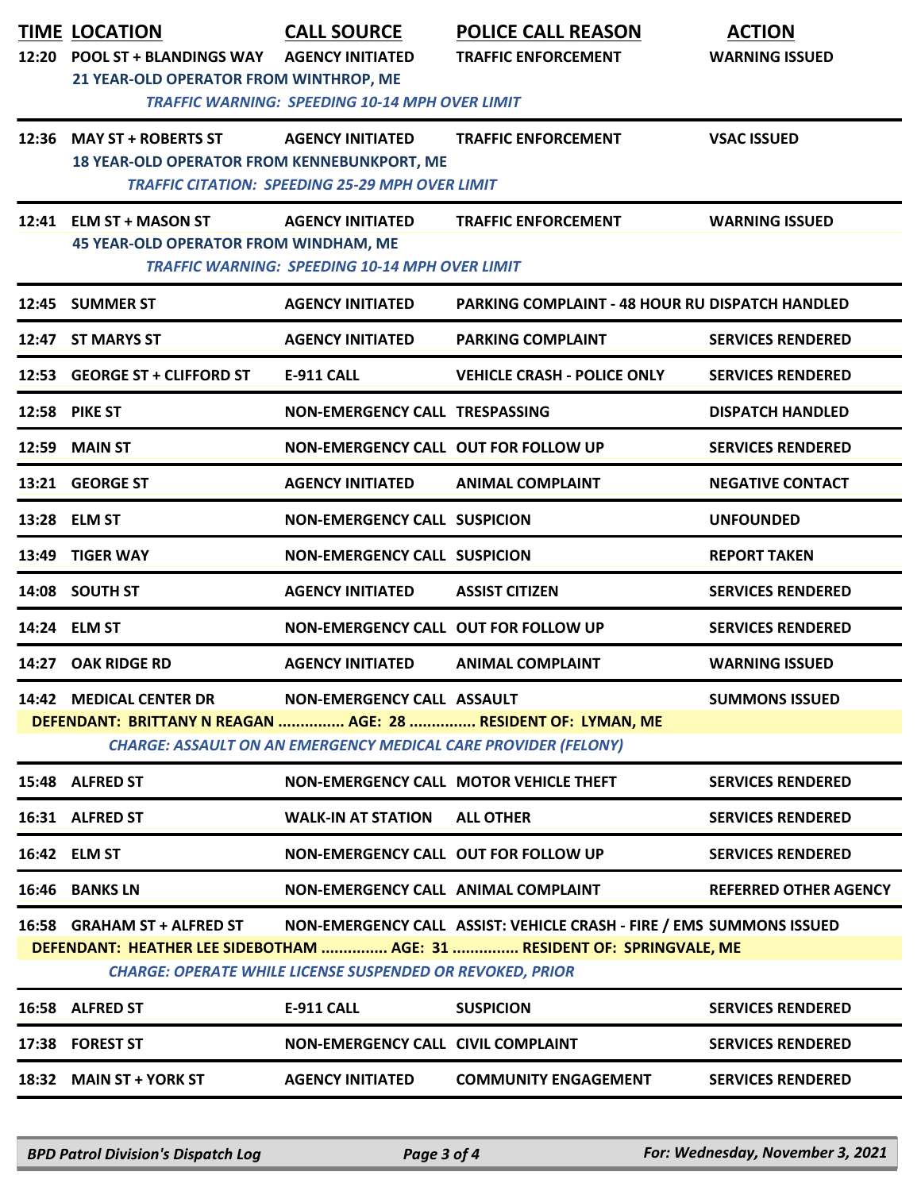| TIME | LOCATION | CALL SOURCE | POLICE CALL REASON | ACTION |
|---|---|---|---|---|
| 12:20 | POOL ST + BLANDINGS WAY | AGENCY INITIATED | TRAFFIC ENFORCEMENT | WARNING ISSUED |
| | 21 YEAR-OLD OPERATOR FROM WINTHROP, ME | | | |
| | *TRAFFIC WARNING: SPEEDING 10-14 MPH OVER LIMIT* | | | |
| 12:36 | MAY ST + ROBERTS ST | AGENCY INITIATED | TRAFFIC ENFORCEMENT | VSAC ISSUED |
| | 18 YEAR-OLD OPERATOR FROM KENNEBUNKPORT, ME | | | |
| | *TRAFFIC CITATION: SPEEDING 25-29 MPH OVER LIMIT* | | | |
| 12:41 | ELM ST + MASON ST | AGENCY INITIATED | TRAFFIC ENFORCEMENT | WARNING ISSUED |
| | 45 YEAR-OLD OPERATOR FROM WINDHAM, ME | | | |
| | *TRAFFIC WARNING: SPEEDING 10-14 MPH OVER LIMIT* | | | |
| 12:45 | SUMMER ST | AGENCY INITIATED | PARKING COMPLAINT - 48 HOUR RU | DISPATCH HANDLED |
| 12:47 | ST MARYS ST | AGENCY INITIATED | PARKING COMPLAINT | SERVICES RENDERED |
| 12:53 | GEORGE ST + CLIFFORD ST | E-911 CALL | VEHICLE CRASH - POLICE ONLY | SERVICES RENDERED |
| 12:58 | PIKE ST | NON-EMERGENCY CALL | TRESPASSING | DISPATCH HANDLED |
| 12:59 | MAIN ST | NON-EMERGENCY CALL | OUT FOR FOLLOW UP | SERVICES RENDERED |
| 13:21 | GEORGE ST | AGENCY INITIATED | ANIMAL COMPLAINT | NEGATIVE CONTACT |
| 13:28 | ELM ST | NON-EMERGENCY CALL | SUSPICION | UNFOUNDED |
| 13:49 | TIGER WAY | NON-EMERGENCY CALL | SUSPICION | REPORT TAKEN |
| 14:08 | SOUTH ST | AGENCY INITIATED | ASSIST CITIZEN | SERVICES RENDERED |
| 14:24 | ELM ST | NON-EMERGENCY CALL | OUT FOR FOLLOW UP | SERVICES RENDERED |
| 14:27 | OAK RIDGE RD | AGENCY INITIATED | ANIMAL COMPLAINT | WARNING ISSUED |
| 14:42 | MEDICAL CENTER DR | NON-EMERGENCY CALL | ASSAULT | SUMMONS ISSUED |
| | DEFENDANT: BRITTANY N REAGAN ............... AGE: 28 ............... RESIDENT OF: LYMAN, ME | | | |
| | *CHARGE: ASSAULT ON AN EMERGENCY MEDICAL CARE PROVIDER (FELONY)* | | | |
| 15:48 | ALFRED ST | NON-EMERGENCY CALL | MOTOR VEHICLE THEFT | SERVICES RENDERED |
| 16:31 | ALFRED ST | WALK-IN AT STATION | ALL OTHER | SERVICES RENDERED |
| 16:42 | ELM ST | NON-EMERGENCY CALL | OUT FOR FOLLOW UP | SERVICES RENDERED |
| 16:46 | BANKS LN | NON-EMERGENCY CALL | ANIMAL COMPLAINT | REFERRED OTHER AGENCY |
| 16:58 | GRAHAM ST + ALFRED ST | NON-EMERGENCY CALL | ASSIST: VEHICLE CRASH - FIRE / EMS | SUMMONS ISSUED |
| | DEFENDANT: HEATHER LEE SIDEBOTHAM ............... AGE: 31 ............... RESIDENT OF: SPRINGVALE, ME | | | |
| | *CHARGE: OPERATE WHILE LICENSE SUSPENDED OR REVOKED, PRIOR* | | | |
| 16:58 | ALFRED ST | E-911 CALL | SUSPICION | SERVICES RENDERED |
| 17:38 | FOREST ST | NON-EMERGENCY CALL | CIVIL COMPLAINT | SERVICES RENDERED |
| 18:32 | MAIN ST + YORK ST | AGENCY INITIATED | COMMUNITY ENGAGEMENT | SERVICES RENDERED |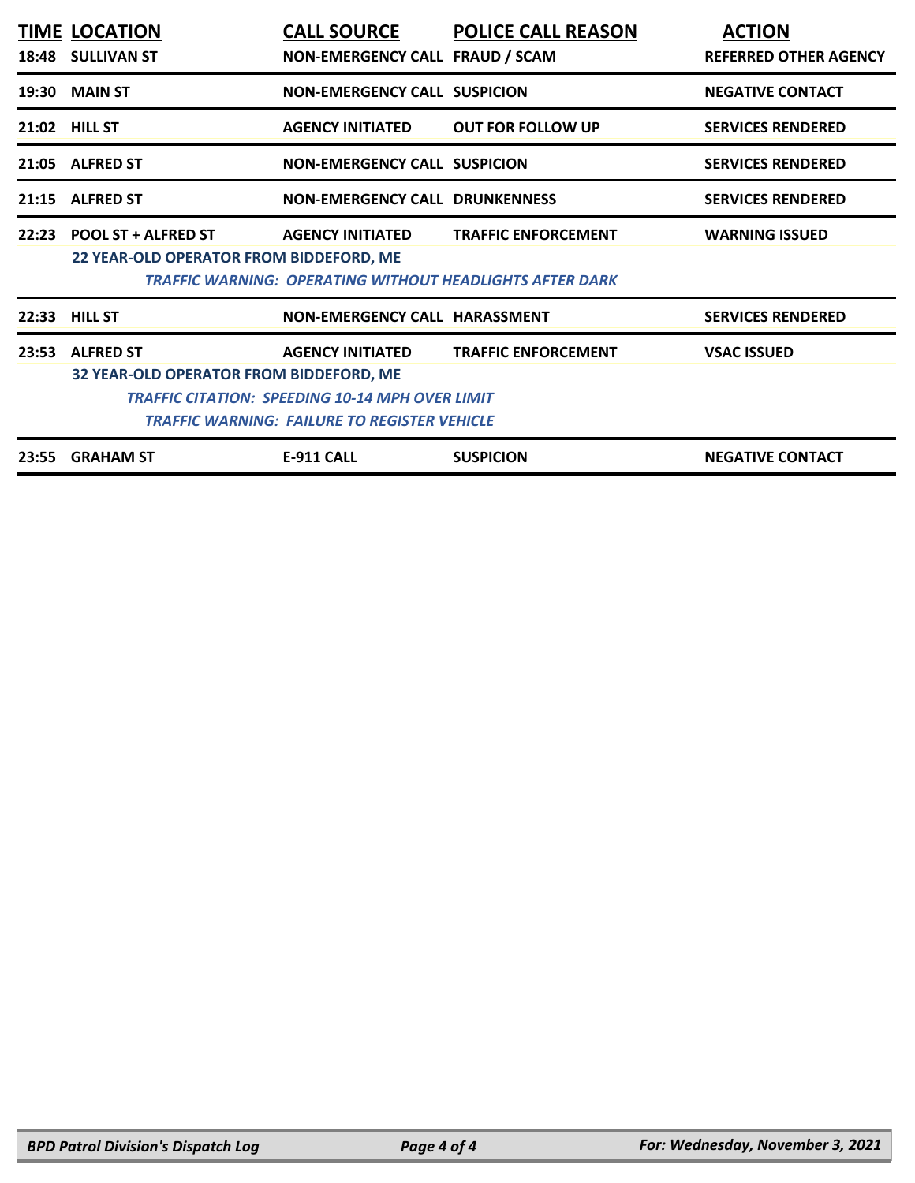| TIME | LOCATION | CALL SOURCE | POLICE CALL REASON | ACTION |
|---|---|---|---|---|
| 18:48 | SULLIVAN ST | NON-EMERGENCY CALL | FRAUD / SCAM | REFERRED OTHER AGENCY |
| 19:30 | MAIN ST | NON-EMERGENCY CALL | SUSPICION | NEGATIVE CONTACT |
| 21:02 | HILL ST | AGENCY INITIATED | OUT FOR FOLLOW UP | SERVICES RENDERED |
| 21:05 | ALFRED ST | NON-EMERGENCY CALL | SUSPICION | SERVICES RENDERED |
| 21:15 | ALFRED ST | NON-EMERGENCY CALL | DRUNKENNESS | SERVICES RENDERED |
| 22:23 | POOL ST + ALFRED ST | AGENCY INITIATED | TRAFFIC ENFORCEMENT | WARNING ISSUED |
| | 22 YEAR-OLD OPERATOR FROM BIDDEFORD, ME | | | |
| | *TRAFFIC WARNING: OPERATING WITHOUT HEADLIGHTS AFTER DARK* | | | |
| 22:33 | HILL ST | NON-EMERGENCY CALL | HARASSMENT | SERVICES RENDERED |
| 23:53 | ALFRED ST | AGENCY INITIATED | TRAFFIC ENFORCEMENT | VSAC ISSUED |
| | 32 YEAR-OLD OPERATOR FROM BIDDEFORD, ME | | | |
| | *TRAFFIC CITATION: SPEEDING 10-14 MPH OVER LIMIT* | | | |
| | *TRAFFIC WARNING: FAILURE TO REGISTER VEHICLE* | | | |
| 23:55 | GRAHAM ST | E-911 CALL | SUSPICION | NEGATIVE CONTACT |